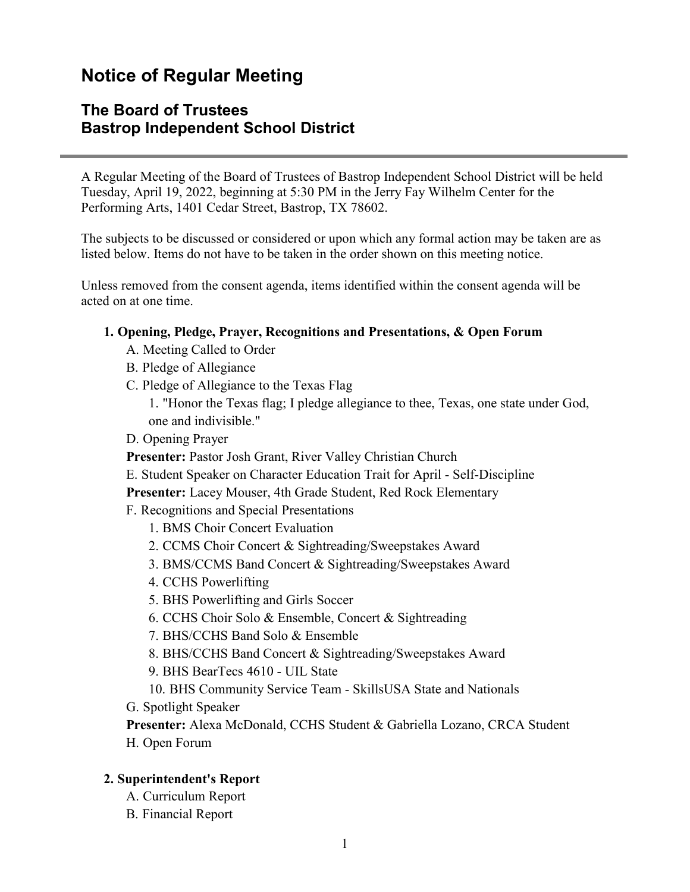# Notice of Regular Meeting

## The Board of Trustees
## Bastrop Independent School District

---

A Regular Meeting of the Board of Trustees of Bastrop Independent School District will be held Tuesday, April 19, 2022, beginning at 5:30 PM in the Jerry Fay Wilhelm Center for the Performing Arts, 1401 Cedar Street, Bastrop, TX 78602.

The subjects to be discussed or considered or upon which any formal action may be taken are as listed below. Items do not have to be taken in the order shown on this meeting notice.

Unless removed from the consent agenda, items identified within the consent agenda will be acted on at one time.

**1. Opening, Pledge, Prayer, Recognitions and Presentations, & Open Forum**

A. Meeting Called to Order

B. Pledge of Allegiance

C. Pledge of Allegiance to the Texas Flag

1. "Honor the Texas flag; I pledge allegiance to thee, Texas, one state under God, one and indivisible."

D. Opening Prayer

**Presenter:** Pastor Josh Grant, River Valley Christian Church

E. Student Speaker on Character Education Trait for April - Self-Discipline

**Presenter:** Lacey Mouser, 4th Grade Student, Red Rock Elementary

F. Recognitions and Special Presentations

1. BMS Choir Concert Evaluation
2. CCMS Choir Concert & Sightreading/Sweepstakes Award
3. BMS/CCMS Band Concert & Sightreading/Sweepstakes Award
4. CCHS Powerlifting
5. BHS Powerlifting and Girls Soccer
6. CCHS Choir Solo & Ensemble, Concert & Sightreading
7. BHS/CCHS Band Solo & Ensemble
8. BHS/CCHS Band Concert & Sightreading/Sweepstakes Award
9. BHS BearTecs 4610 - UIL State
10. BHS Community Service Team - SkillsUSA State and Nationals

G. Spotlight Speaker

**Presenter:** Alexa McDonald, CCHS Student & Gabriella Lozano, CRCA Student

H. Open Forum

**2. Superintendent's Report**

A. Curriculum Report

B. Financial Report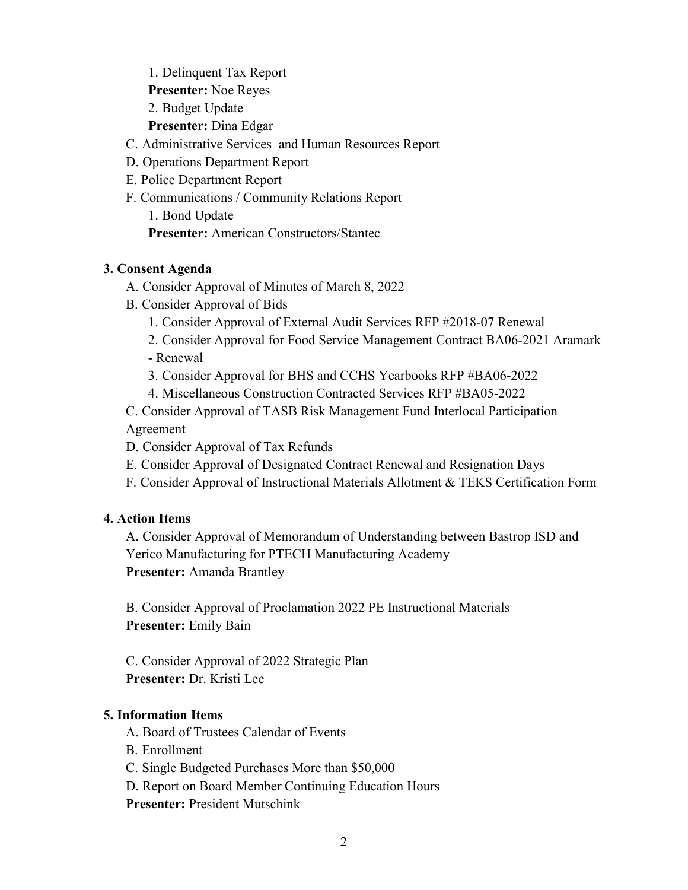1. Delinquent Tax Report

**Presenter:** Noe Reyes

2. Budget Update

**Presenter:** Dina Edgar

C. Administrative Services and Human Resources Report

D. Operations Department Report

E. Police Department Report

F. Communications / Community Relations Report

1. Bond Update

**Presenter:** American Constructors/Stantec

**3. Consent Agenda**

A. Consider Approval of Minutes of March 8, 2022

B. Consider Approval of Bids

1. Consider Approval of External Audit Services RFP #2018-07 Renewal
2. Consider Approval for Food Service Management Contract BA06-2021 Aramark - Renewal
3. Consider Approval for BHS and CCHS Yearbooks RFP #BA06-2022
4. Miscellaneous Construction Contracted Services RFP #BA05-2022

C. Consider Approval of TASB Risk Management Fund Interlocal Participation Agreement

D. Consider Approval of Tax Refunds

E. Consider Approval of Designated Contract Renewal and Resignation Days

F. Consider Approval of Instructional Materials Allotment & TEKS Certification Form

**4. Action Items**

A. Consider Approval of Memorandum of Understanding between Bastrop ISD and Yerico Manufacturing for PTECH Manufacturing Academy

**Presenter:** Amanda Brantley

B. Consider Approval of Proclamation 2022 PE Instructional Materials

**Presenter:** Emily Bain

C. Consider Approval of 2022 Strategic Plan

**Presenter:** Dr. Kristi Lee

**5. Information Items**

A. Board of Trustees Calendar of Events

B. Enrollment

C. Single Budgeted Purchases More than $50,000

D. Report on Board Member Continuing Education Hours

**Presenter:** President Mutschink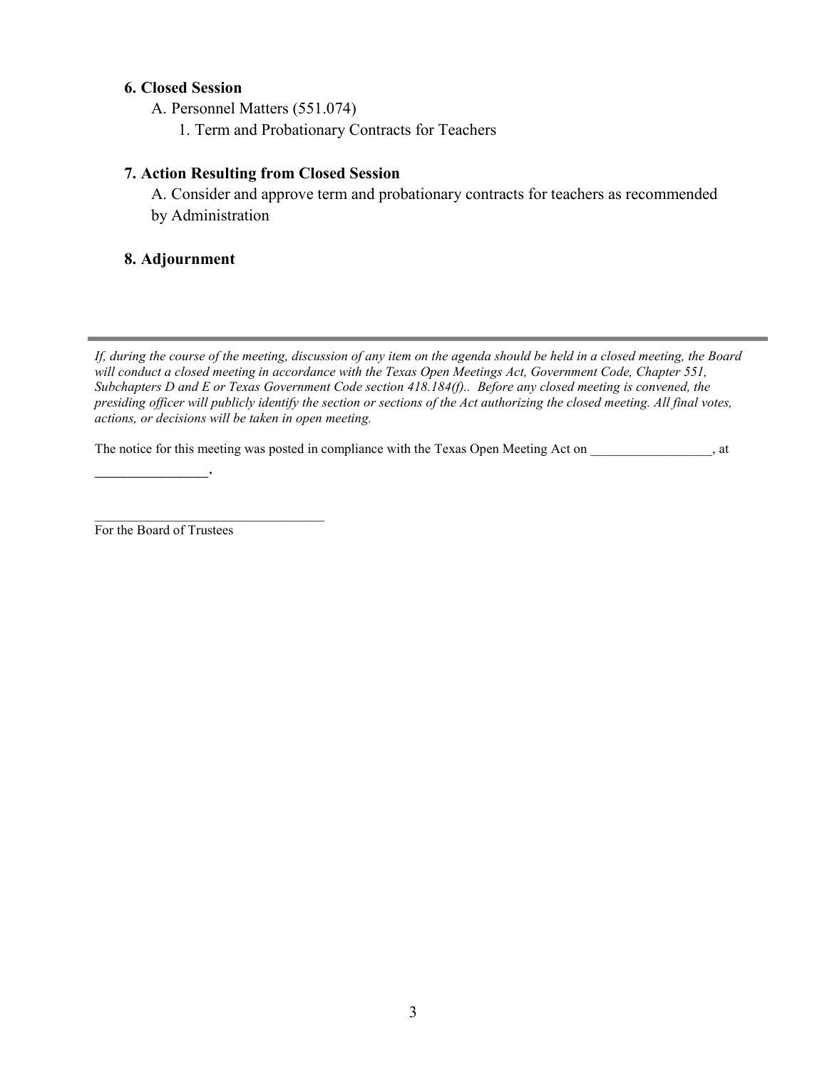**6. Closed Session**

A. Personnel Matters (551.074)

1. Term and Probationary Contracts for Teachers

**7. Action Resulting from Closed Session**

A. Consider and approve term and probationary contracts for teachers as recommended by Administration

**8. Adjournment**

---

*If, during the course of the meeting, discussion of any item on the agenda should be held in a closed meeting, the Board will conduct a closed meeting in accordance with the Texas Open Meetings Act, Government Code, Chapter 551, Subchapters D and E or Texas Government Code section 418.184(f).. Before any closed meeting is convened, the presiding officer will publicly identify the section or sections of the Act authorizing the closed meeting. All final votes, actions, or decisions will be taken in open meeting.*

The notice for this meeting was posted in compliance with the Texas Open Meeting Act on __________________, at ________________.

_________________________________

For the Board of Trustees